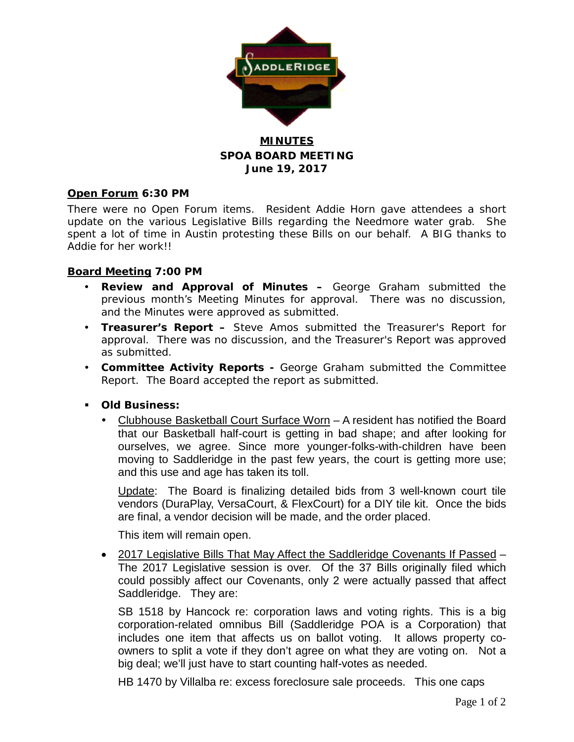**MINUTES**
**SPOA BOARD MEETING**
**June 19, 2017**

**Open Forum 6:30 PM**

There were no Open Forum items. Resident Addie Horn gave attendees a short update on the various Legislative Bills regarding the Needmore water grab. She spent a lot of time in Austin protesting these Bills on our behalf. A BIG thanks to Addie for her work!!

**Board Meeting 7:00 PM**

- **Review and Approval of Minutes –** George Graham submitted the previous month's Meeting Minutes for approval. There was no discussion, and the Minutes were approved as submitted.
- **Treasurer's Report –** Steve Amos submitted the Treasurer's Report for approval. There was no discussion, and the Treasurer's Report was approved as submitted.
- **Committee Activity Reports -** George Graham submitted the Committee Report. The Board accepted the report as submitted.

- **Old Business:**
  - Clubhouse Basketball Court Surface Worn – A resident has notified the Board that our Basketball half-court is getting in bad shape; and after looking for ourselves, we agree. Since more younger-folks-with-children have been moving to Saddleridge in the past few years, the court is getting more use; and this use and age has taken its toll.

    Update: The Board is finalizing detailed bids from 3 well-known court tile vendors (DuraPlay, VersaCourt, & FlexCourt) for a DIY tile kit. Once the bids are final, a vendor decision will be made, and the order placed.

    This item will remain open.

  - 2017 Legislative Bills That May Affect the Saddleridge Covenants If Passed – The 2017 Legislative session is over. Of the 37 Bills originally filed which could possibly affect our Covenants, only 2 were actually passed that affect Saddleridge. They are:

    SB 1518 by Hancock re: corporation laws and voting rights. This is a big corporation-related omnibus Bill (Saddleridge POA is a Corporation) that includes one item that affects us on ballot voting. It allows property co-owners to split a vote if they don't agree on what they are voting on. Not a big deal; we'll just have to start counting half-votes as needed.

    HB 1470 by Villalba re: excess foreclosure sale proceeds. This one caps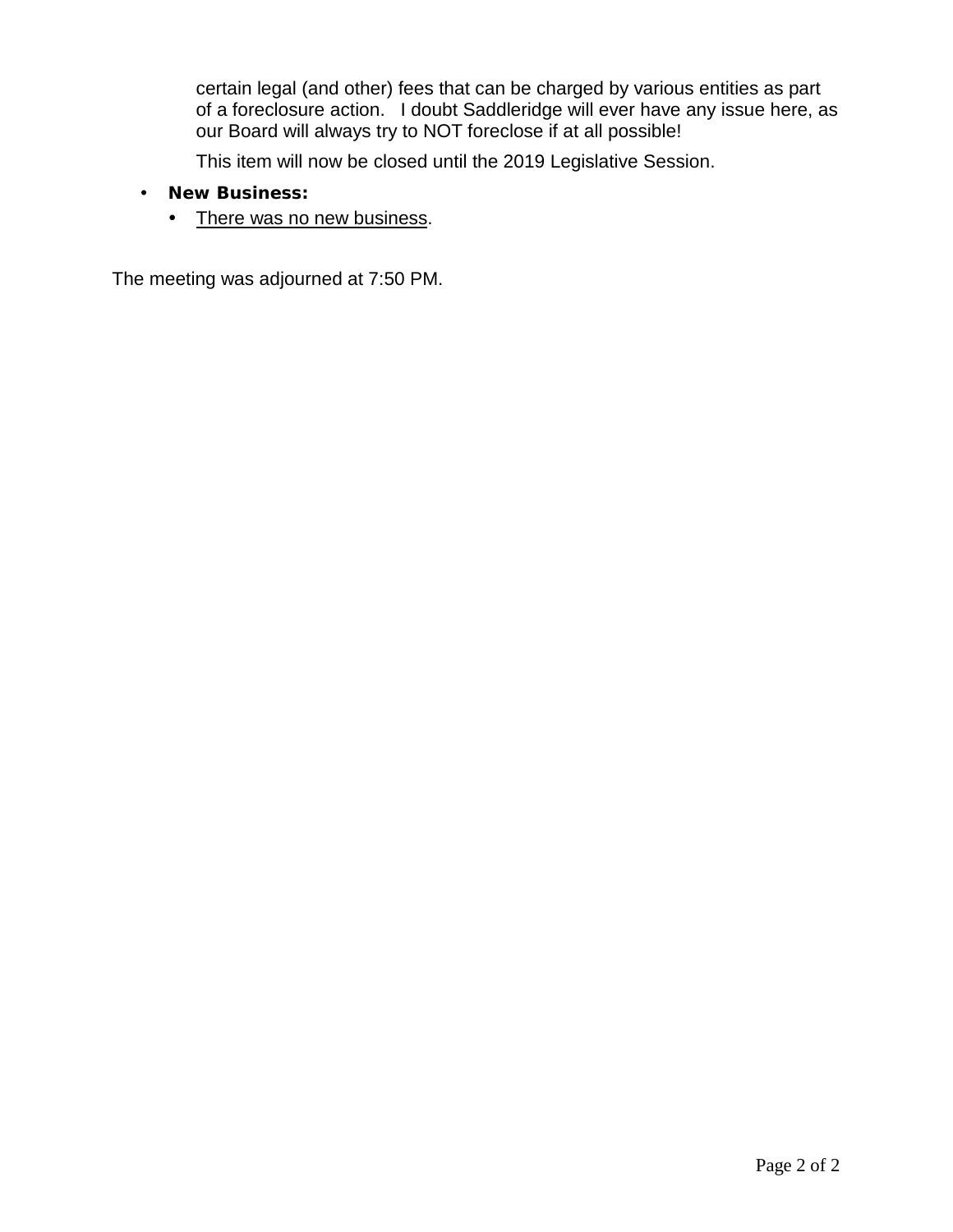certain legal (and other) fees that can be charged by various entities as part of a foreclosure action. I doubt Saddleridge will ever have any issue here, as our Board will always try to NOT foreclose if at all possible!

This item will now be closed until the 2019 Legislative Session.

- **New Business:**
  - <u>There was no new business</u>.

The meeting was adjourned at 7:50 PM.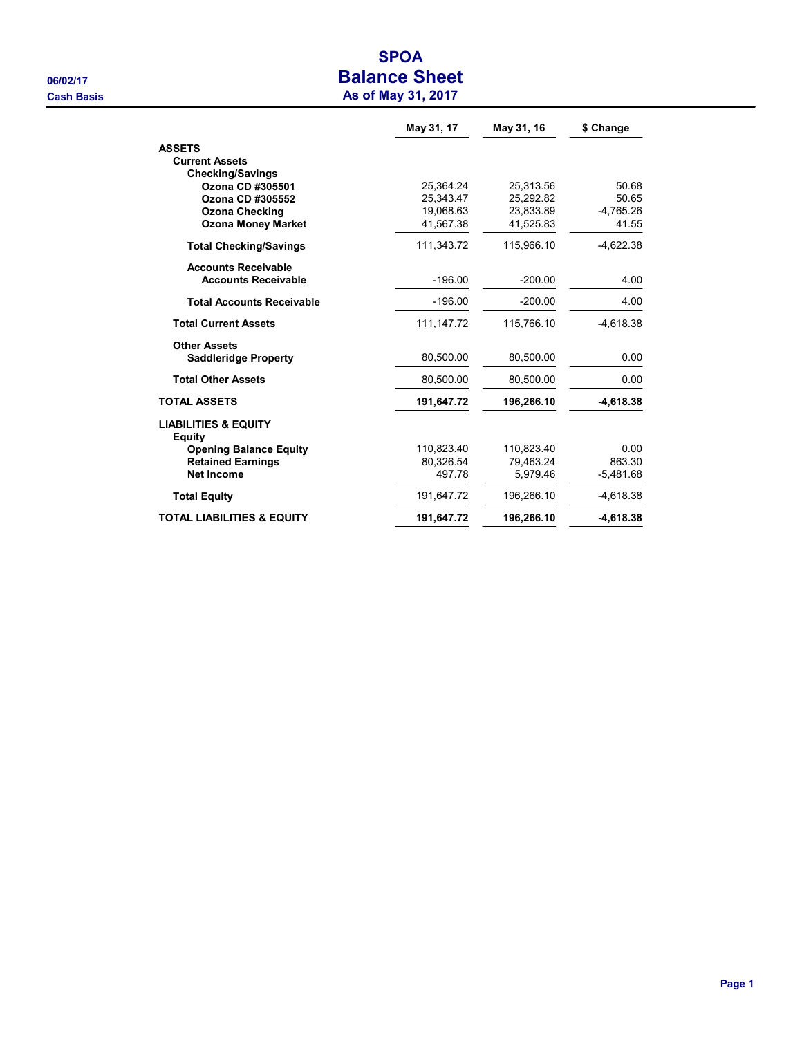# SPOA

## Balance Sheet

### As of May 31, 2017

06/02/17

Cash Basis

| | May 31, 17 | May 31, 16 | $ Change |
|---|---|---|---|
| **ASSETS** | | | |
| **Current Assets** | | | |
| **Checking/Savings** | | | |
| **Ozona CD #305501** | 25,364.24 | 25,313.56 | 50.68 |
| **Ozona CD #305552** | 25,343.47 | 25,292.82 | 50.65 |
| **Ozona Checking** | 19,068.63 | 23,833.89 | -4,765.26 |
| **Ozona Money Market** | 41,567.38 | 41,525.83 | 41.55 |
| **Total Checking/Savings** | 111,343.72 | 115,966.10 | -4,622.38 |
| **Accounts Receivable** | | | |
| **Accounts Receivable** | -196.00 | -200.00 | 4.00 |
| **Total Accounts Receivable** | -196.00 | -200.00 | 4.00 |
| **Total Current Assets** | 111,147.72 | 115,766.10 | -4,618.38 |
| **Other Assets** | | | |
| **Saddleridge Property** | 80,500.00 | 80,500.00 | 0.00 |
| **Total Other Assets** | 80,500.00 | 80,500.00 | 0.00 |
| **TOTAL ASSETS** | **191,647.72** | **196,266.10** | **-4,618.38** |
| **LIABILITIES & EQUITY** | | | |
| **Equity** | | | |
| **Opening Balance Equity** | 110,823.40 | 110,823.40 | 0.00 |
| **Retained Earnings** | 80,326.54 | 79,463.24 | 863.30 |
| **Net Income** | 497.78 | 5,979.46 | -5,481.68 |
| **Total Equity** | 191,647.72 | 196,266.10 | -4,618.38 |
| **TOTAL LIABILITIES & EQUITY** | **191,647.72** | **196,266.10** | **-4,618.38** |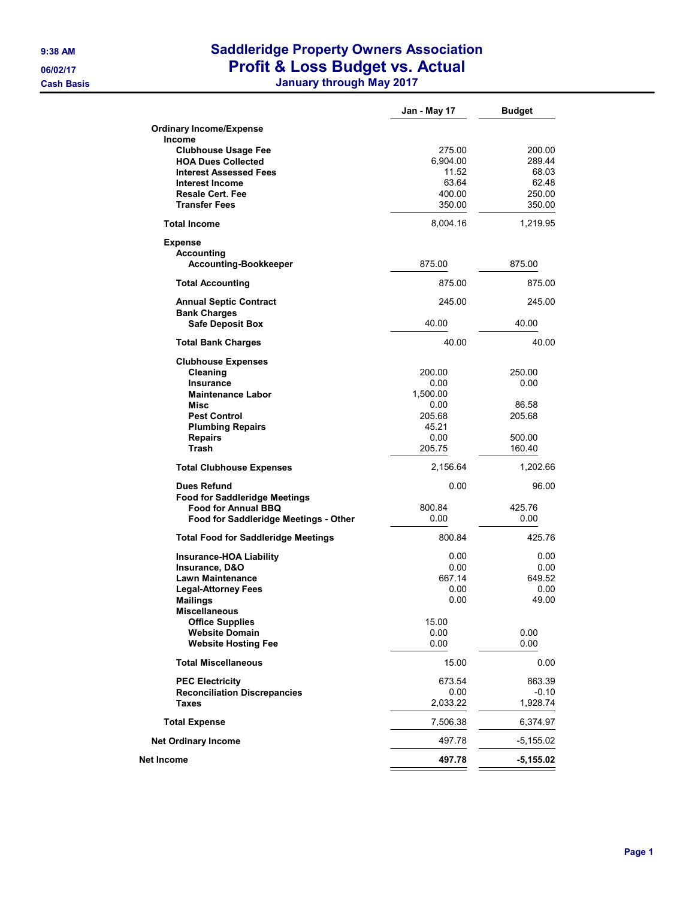# Saddleridge Property Owners Association
## Profit & Loss Budget vs. Actual
### January through May 2017

9:38 AM
06/02/17
Cash Basis

| | Jan - May 17 | Budget |
|---|---|---|
| **Ordinary Income/Expense** | | |
| **Income** | | |
| **Clubhouse Usage Fee** | 275.00 | 200.00 |
| **HOA Dues Collected** | 6,904.00 | 289.44 |
| **Interest Assessed Fees** | 11.52 | 68.03 |
| **Interest Income** | 63.64 | 62.48 |
| **Resale Cert. Fee** | 400.00 | 250.00 |
| **Transfer Fees** | 350.00 | 350.00 |
| **Total Income** | 8,004.16 | 1,219.95 |
| **Expense** | | |
| **Accounting** | | |
| **Accounting-Bookkeeper** | 875.00 | 875.00 |
| **Total Accounting** | 875.00 | 875.00 |
| **Annual Septic Contract** | 245.00 | 245.00 |
| **Bank Charges** | | |
| **Safe Deposit Box** | 40.00 | 40.00 |
| **Total Bank Charges** | 40.00 | 40.00 |
| **Clubhouse Expenses** | | |
| **Cleaning** | 200.00 | 250.00 |
| **Insurance** | 0.00 | 0.00 |
| **Maintenance Labor** | 1,500.00 | |
| **Misc** | 0.00 | 86.58 |
| **Pest Control** | 205.68 | 205.68 |
| **Plumbing Repairs** | 45.21 | |
| **Repairs** | 0.00 | 500.00 |
| **Trash** | 205.75 | 160.40 |
| **Total Clubhouse Expenses** | 2,156.64 | 1,202.66 |
| **Dues Refund** | 0.00 | 96.00 |
| **Food for Saddleridge Meetings** | | |
| **Food for Annual BBQ** | 800.84 | 425.76 |
| **Food for Saddleridge Meetings - Other** | 0.00 | 0.00 |
| **Total Food for Saddleridge Meetings** | 800.84 | 425.76 |
| **Insurance-HOA Liability** | 0.00 | 0.00 |
| **Insurance, D&O** | 0.00 | 0.00 |
| **Lawn Maintenance** | 667.14 | 649.52 |
| **Legal-Attorney Fees** | 0.00 | 0.00 |
| **Mailings** | 0.00 | 49.00 |
| **Miscellaneous** | | |
| **Office Supplies** | 15.00 | |
| **Website Domain** | 0.00 | 0.00 |
| **Website Hosting Fee** | 0.00 | 0.00 |
| **Total Miscellaneous** | 15.00 | 0.00 |
| **PEC Electricity** | 673.54 | 863.39 |
| **Reconciliation Discrepancies** | 0.00 | -0.10 |
| **Taxes** | 2,033.22 | 1,928.74 |
| **Total Expense** | 7,506.38 | 6,374.97 |
| **Net Ordinary Income** | 497.78 | -5,155.02 |
| **Net Income** | **497.78** | **-5,155.02** |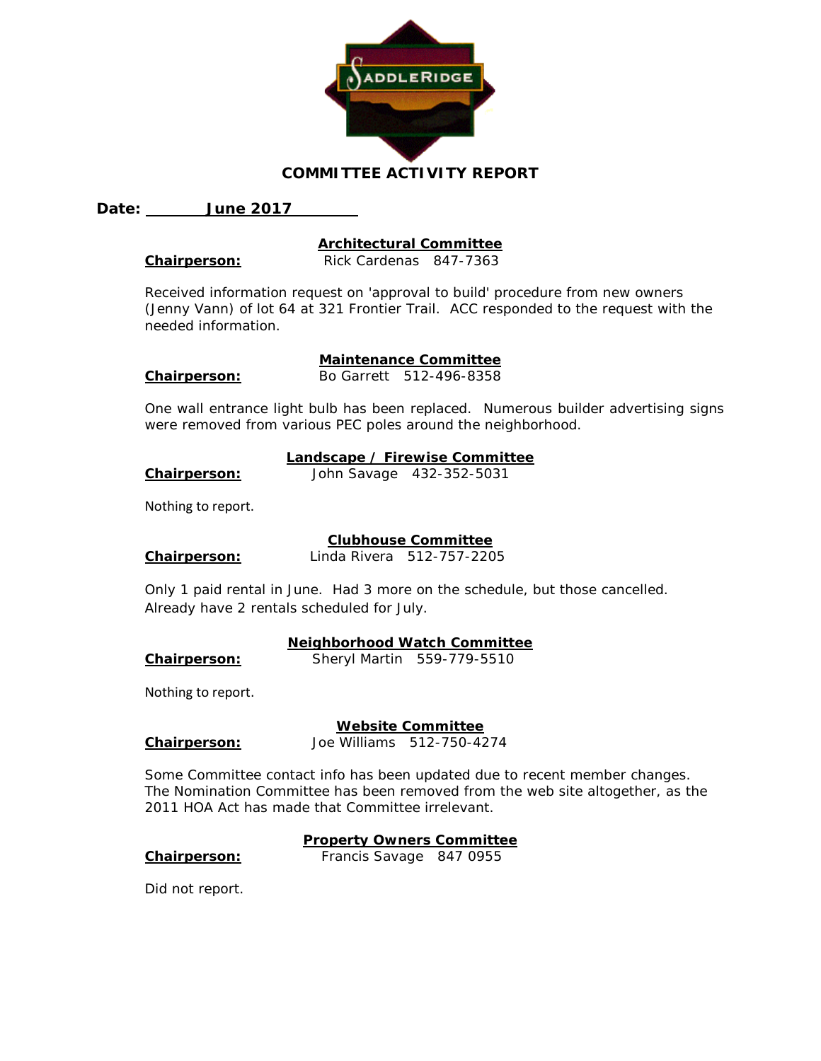# COMMITTEE ACTIVITY REPORT

**Date:** **June 2017**

## Architectural Committee

**Chairperson:** Rick Cardenas 847-7363

Received information request on 'approval to build' procedure from new owners (Jenny Vann) of lot 64 at 321 Frontier Trail. ACC responded to the request with the needed information.

## Maintenance Committee

**Chairperson:** Bo Garrett 512-496-8358

One wall entrance light bulb has been replaced. Numerous builder advertising signs were removed from various PEC poles around the neighborhood.

## Landscape / Firewise Committee

**Chairperson:** John Savage 432-352-5031

Nothing to report.

## Clubhouse Committee

**Chairperson:** Linda Rivera 512-757-2205

Only 1 paid rental in June. Had 3 more on the schedule, but those cancelled.
Already have 2 rentals scheduled for July.

## Neighborhood Watch Committee

**Chairperson:** Sheryl Martin 559-779-5510

Nothing to report.

## Website Committee

**Chairperson:** Joe Williams 512-750-4274

Some Committee contact info has been updated due to recent member changes. The Nomination Committee has been removed from the web site altogether, as the 2011 HOA Act has made that Committee irrelevant.

## Property Owners Committee

**Chairperson:** Francis Savage 847 0955

Did not report.